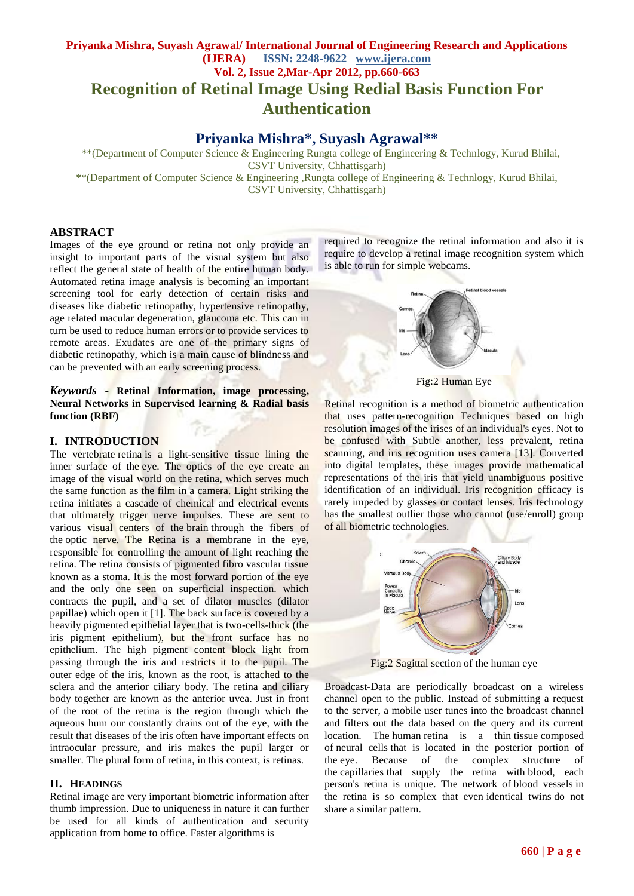# Recognition of Retinal Image Using Redial Basis Function For Authentication

## Priyanka Mishra*, Suyash Agrawal**

**(Department of Computer Science & Engineering Rungta college of Engineering & Technlogy, Kurud Bhilai, CSVT University, Chhattisgarh)

**(Department of Computer Science & Engineering ,Rungta college of Engineering & Technlogy, Kurud Bhilai, CSVT University, Chhattisgarh)

### ABSTRACT

Images of the eye ground or retina not only provide an insight to important parts of the visual system but also reflect the general state of health of the entire human body. Automated retina image analysis is becoming an important screening tool for early detection of certain risks and diseases like diabetic retinopathy, hypertensive retinopathy, age related macular degeneration, glaucoma etc. This can in turn be used to reduce human errors or to provide services to remote areas. Exudates are one of the primary signs of diabetic retinopathy, which is a main cause of blindness and can be prevented with an early screening process.

***Keywords*** **- Retinal Information, image processing, Neural Networks in Supervised learning & Radial basis function (RBF)**

### I. INTRODUCTION

The vertebrate retina is a light-sensitive tissue lining the inner surface of the eye. The optics of the eye create an image of the visual world on the retina, which serves much the same function as the film in a camera. Light striking the retina initiates a cascade of chemical and electrical events that ultimately trigger nerve impulses. These are sent to various visual centers of the brain through the fibers of the optic nerve. The Retina is a membrane in the eye, responsible for controlling the amount of light reaching the retina. The retina consists of pigmented fibro vascular tissue known as a stoma. It is the most forward portion of the eye and the only one seen on superficial inspection. which contracts the pupil, and a set of dilator muscles (dilator papillae) which open it [1]. The back surface is covered by a heavily pigmented epithelial layer that is two-cells-thick (the iris pigment epithelium), but the front surface has no epithelium. The high pigment content block light from passing through the iris and restricts it to the pupil. The outer edge of the iris, known as the root, is attached to the sclera and the anterior ciliary body. The retina and ciliary body together are known as the anterior uvea. Just in front of the root of the retina is the region through which the aqueous hum our constantly drains out of the eye, with the result that diseases of the iris often have important effects on intraocular pressure, and iris makes the pupil larger or smaller. The plural form of retina, in this context, is retinas.

### II. HEADINGS

Retinal image are very important biometric information after thumb impression. Due to uniqueness in nature it can further be used for all kinds of authentication and security application from home to office. Faster algorithms is required to recognize the retinal information and also it is require to develop a retinal image recognition system which is able to run for simple webcams.

Fig:2 Human Eye

Retinal recognition is a method of biometric authentication that uses pattern-recognition Techniques based on high resolution images of the irises of an individual's eyes. Not to be confused with Subtle another, less prevalent, retina scanning, and iris recognition uses camera [13]. Converted into digital templates, these images provide mathematical representations of the iris that yield unambiguous positive identification of an individual. Iris recognition efficacy is rarely impeded by glasses or contact lenses. Iris technology has the smallest outlier those who cannot (use/enroll) group of all biometric technologies.

Fig:2 Sagittal section of the human eye

Broadcast-Data are periodically broadcast on a wireless channel open to the public. Instead of submitting a request to the server, a mobile user tunes into the broadcast channel and filters out the data based on the query and its current location. The human retina is a thin tissue composed of neural cells that is located in the posterior portion of the eye. Because of the complex structure of the capillaries that supply the retina with blood, each person's retina is unique. The network of blood vessels in the retina is so complex that even identical twins do not share a similar pattern.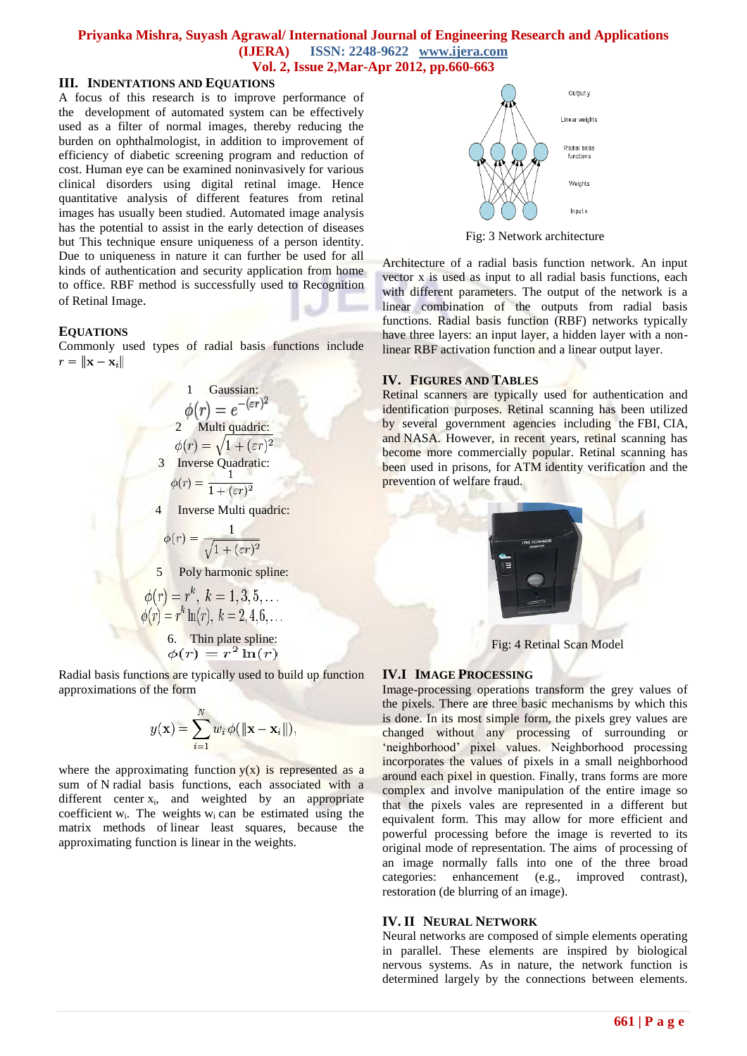## III. INDENTATIONS AND EQUATIONS

A focus of this research is to improve performance of the development of automated system can be effectively used as a filter of normal images, thereby reducing the burden on ophthalmologist, in addition to improvement of efficiency of diabetic screening program and reduction of cost. Human eye can be examined noninvasively for various clinical disorders using digital retinal image. Hence quantitative analysis of different features from retinal images has usually been studied. Automated image analysis has the potential to assist in the early detection of diseases but This technique ensure uniqueness of a person identity. Due to uniqueness in nature it can further be used for all kinds of authentication and security application from home to office. RBF method is successfully used to Recognition of Retinal Image.

### EQUATIONS

Commonly used types of radial basis functions include $r = \|\mathbf{x} - \mathbf{x}_i\|$

1. Gaussian:

$$\phi(r) = e^{-(\varepsilon r)^2}$$

2. Multi quadric:

$$\phi(r) = \sqrt{1 + (\varepsilon r)^2}$$

3. Inverse Quadratic:

$$\phi(r) = \frac{1}{1 + (\varepsilon r)^2}$$

4. Inverse Multi quadric:

$$\phi(r) = \frac{1}{\sqrt{1 + (\varepsilon r)^2}}$$

5. Poly harmonic spline:

$$\phi(r) = r^k, \; k = 1, 3, 5, \dots$$
$$\phi(r) = r^k \ln(r), \; k = 2, 4, 6, \dots$$

6. Thin plate spline:

$$\phi(r) = r^2 \ln(r)$$

Radial basis functions are typically used to build up function approximations of the form

$$y(\mathbf{x}) = \sum_{i=1}^{N} w_i \, \phi(\|\mathbf{x} - \mathbf{x}_i\|),$$

where the approximating function y(x) is represented as a sum of N radial basis functions, each associated with a different center $x_i$, and weighted by an appropriate coefficient $w_i$. The weights $w_i$ can be estimated using the matrix methods of linear least squares, because the approximating function is linear in the weights.

Fig: 3 Network architecture

Architecture of a radial basis function network. An input vector x is used as input to all radial basis functions, each with different parameters. The output of the network is a linear combination of the outputs from radial basis functions. Radial basis function (RBF) networks typically have three layers: an input layer, a hidden layer with a non-linear RBF activation function and a linear output layer.

## IV. FIGURES AND TABLES

Retinal scanners are typically used for authentication and identification purposes. Retinal scanning has been utilized by several government agencies including the FBI, CIA, and NASA. However, in recent years, retinal scanning has become more commercially popular. Retinal scanning has been used in prisons, for ATM identity verification and the prevention of welfare fraud.

Fig: 4 Retinal Scan Model

## IV.I IMAGE PROCESSING

Image-processing operations transform the grey values of the pixels. There are three basic mechanisms by which this is done. In its most simple form, the pixels grey values are changed without any processing of surrounding or 'neighborhood' pixel values. Neighborhood processing incorporates the values of pixels in a small neighborhood around each pixel in question. Finally, trans forms are more complex and involve manipulation of the entire image so that the pixels vales are represented in a different but equivalent form. This may allow for more efficient and powerful processing before the image is reverted to its original mode of representation. The aims of processing of an image normally falls into one of the three broad categories: enhancement (e.g., improved contrast), restoration (de blurring of an image).

## IV. II NEURAL NETWORK

Neural networks are composed of simple elements operating in parallel. These elements are inspired by biological nervous systems. As in nature, the network function is determined largely by the connections between elements.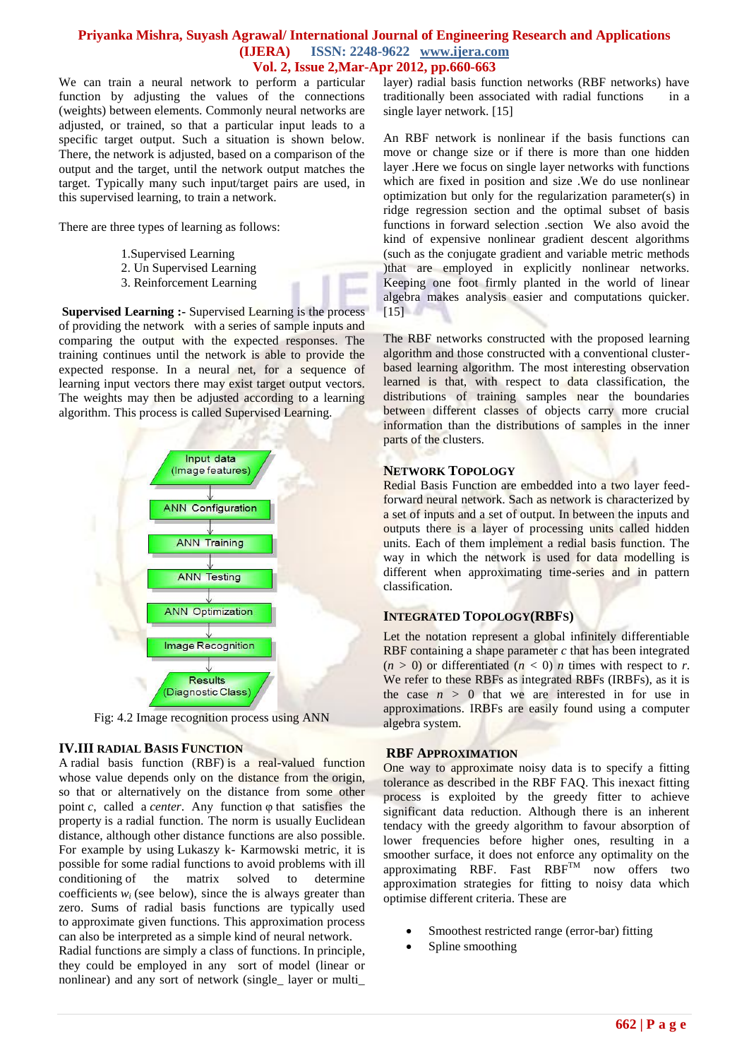We can train a neural network to perform a particular function by adjusting the values of the connections (weights) between elements. Commonly neural networks are adjusted, or trained, so that a particular input leads to a specific target output. Such a situation is shown below. There, the network is adjusted, based on a comparison of the output and the target, until the network output matches the target. Typically many such input/target pairs are used, in this supervised learning, to train a network.

There are three types of learning as follows:

1. Supervised Learning
2. Un Supervised Learning
3. Reinforcement Learning

**Supervised Learning :-** Supervised Learning is the process of providing the network with a series of sample inputs and comparing the output with the expected responses. The training continues until the network is able to provide the expected response. In a neural net, for a sequence of learning input vectors there may exist target output vectors. The weights may then be adjusted according to a learning algorithm. This process is called Supervised Learning.

Input data (Image features) → ANN Configuration → ANN Training → ANN Testing → ANN Optimization → Image Recognition → Results (Diagnostic Class)

Fig: 4.2 Image recognition process using ANN

## IV.III Radial Basis Function

A radial basis function (RBF) is a real-valued function whose value depends only on the distance from the origin, so that or alternatively on the distance from some other point *c*, called a *center*. Any function φ that satisfies the property is a radial function. The norm is usually Euclidean distance, although other distance functions are also possible. For example by using Lukaszy k- Karmowski metric, it is possible for some radial functions to avoid problems with ill conditioning of the matrix solved to determine coefficients $w_i$ (see below), since the is always greater than zero. Sums of radial basis functions are typically used to approximate given functions. This approximation process can also be interpreted as a simple kind of neural network.
Radial functions are simply a class of functions. In principle, they could be employed in any sort of model (linear or nonlinear) and any sort of network (single_ layer or multi_ layer) radial basis function networks (RBF networks) have traditionally been associated with radial functions in a single layer network. [15]

An RBF network is nonlinear if the basis functions can move or change size or if there is more than one hidden layer .Here we focus on single layer networks with functions which are fixed in position and size .We do use nonlinear optimization but only for the regularization parameter(s) in ridge regression section and the optimal subset of basis functions in forward selection .section We also avoid the kind of expensive nonlinear gradient descent algorithms (such as the conjugate gradient and variable metric methods )that are employed in explicitly nonlinear networks. Keeping one foot firmly planted in the world of linear algebra makes analysis easier and computations quicker. [15]

The RBF networks constructed with the proposed learning algorithm and those constructed with a conventional cluster-based learning algorithm. The most interesting observation learned is that, with respect to data classification, the distributions of training samples near the boundaries between different classes of objects carry more crucial information than the distributions of samples in the inner parts of the clusters.

### Network Topology

Redial Basis Function are embedded into a two layer feed-forward neural network. Sach as network is characterized by a set of inputs and a set of output. In between the inputs and outputs there is a layer of processing units called hidden units. Each of them implement a redial basis function. The way in which the network is used for data modelling is different when approximating time-series and in pattern classification.

### Integrated Topology(RBFs)

Let the notation represent a global infinitely differentiable RBF containing a shape parameter *c* that has been integrated ($n > 0$) or differentiated ($n < 0$) *n* times with respect to *r*. We refer to these RBFs as integrated RBFs (IRBFs), as it is the case $n > 0$ that we are interested in for use in approximations. IRBFs are easily found using a computer algebra system.

### RBF Approximation

One way to approximate noisy data is to specify a fitting tolerance as described in the RBF FAQ. This inexact fitting process is exploited by the greedy fitter to achieve significant data reduction. Although there is an inherent tendacy with the greedy algorithm to favour absorption of lower frequencies before higher ones, resulting in a smoother surface, it does not enforce any optimality on the approximating RBF. Fast RBF™ now offers two approximation strategies for fitting to noisy data which optimise different criteria. These are

- Smoothest restricted range (error-bar) fitting
- Spline smoothing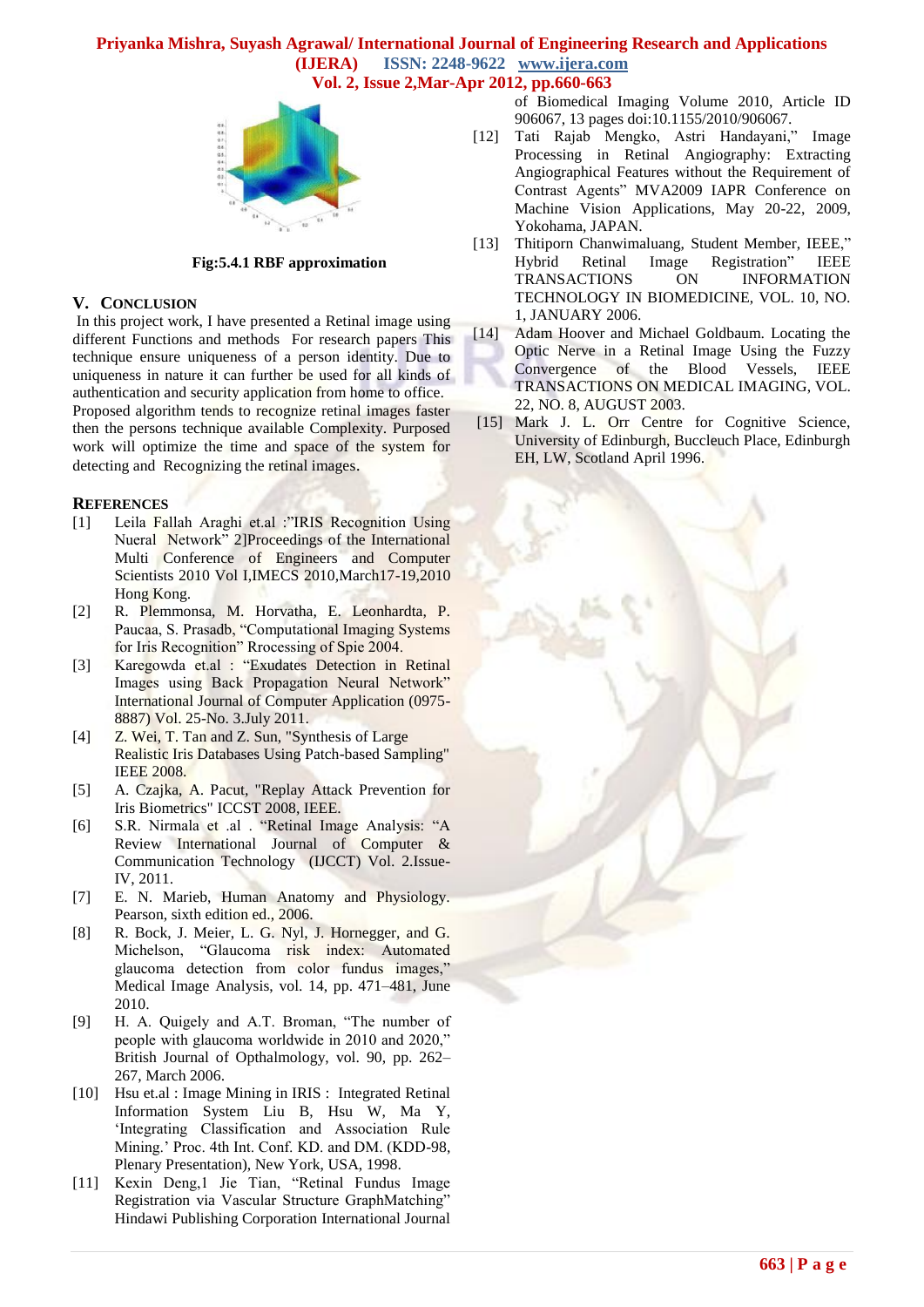Fig:5.4.1 RBF approximation

## V. CONCLUSION

In this project work, I have presented a Retinal image using different Functions and methods For research papers This technique ensure uniqueness of a person identity. Due to uniqueness in nature it can further be used for all kinds of authentication and security application from home to office. Proposed algorithm tends to recognize retinal images faster then the persons technique available Complexity. Purposed work will optimize the time and space of the system for detecting and Recognizing the retinal images.

## REFERENCES

[1] Leila Fallah Araghi et.al :"IRIS Recognition Using Nueral Network" 2]Proceedings of the International Multi Conference of Engineers and Computer Scientists 2010 Vol I,IMECS 2010,March17-19,2010 Hong Kong.

[2] R. Plemmonsa, M. Horvatha, E. Leonhardta, P. Paucaa, S. Prasadb, "Computational Imaging Systems for Iris Recognition" Rrocessing of Spie 2004.

[3] Karegowda et.al : "Exudates Detection in Retinal Images using Back Propagation Neural Network" International Journal of Computer Application (0975-8887) Vol. 25-No. 3.July 2011.

[4] Z. Wei, T. Tan and Z. Sun, "Synthesis of Large Realistic Iris Databases Using Patch-based Sampling" IEEE 2008.

[5] A. Czajka, A. Pacut, "Replay Attack Prevention for Iris Biometrics" ICCST 2008, IEEE.

[6] S.R. Nirmala et .al . "Retinal Image Analysis: "A Review International Journal of Computer & Communication Technology (IJCCT) Vol. 2.Issue-IV, 2011.

[7] E. N. Marieb, Human Anatomy and Physiology. Pearson, sixth edition ed., 2006.

[8] R. Bock, J. Meier, L. G. Nyl, J. Hornegger, and G. Michelson, "Glaucoma risk index: Automated glaucoma detection from color fundus images," Medical Image Analysis, vol. 14, pp. 471–481, June 2010.

[9] H. A. Quigely and A.T. Broman, "The number of people with glaucoma worldwide in 2010 and 2020," British Journal of Opthalmology, vol. 90, pp. 262–267, March 2006.

[10] Hsu et.al : Image Mining in IRIS : Integrated Retinal Information System Liu B, Hsu W, Ma Y, 'Integrating Classification and Association Rule Mining.' Proc. 4th Int. Conf. KD. and DM. (KDD-98, Plenary Presentation), New York, USA, 1998.

[11] Kexin Deng,1 Jie Tian, "Retinal Fundus Image Registration via Vascular Structure GraphMatching" Hindawi Publishing Corporation International Journal of Biomedical Imaging Volume 2010, Article ID 906067, 13 pages doi:10.1155/2010/906067.

[12] Tati Rajab Mengko, Astri Handayani," Image Processing in Retinal Angiography: Extracting Angiographical Features without the Requirement of Contrast Agents" MVA2009 IAPR Conference on Machine Vision Applications, May 20-22, 2009, Yokohama, JAPAN.

[13] Thitiporn Chanwimaluang, Student Member, IEEE," Hybrid Retinal Image Registration" IEEE TRANSACTIONS ON INFORMATION TECHNOLOGY IN BIOMEDICINE, VOL. 10, NO. 1, JANUARY 2006.

[14] Adam Hoover and Michael Goldbaum. Locating the Optic Nerve in a Retinal Image Using the Fuzzy Convergence of the Blood Vessels, IEEE TRANSACTIONS ON MEDICAL IMAGING, VOL. 22, NO. 8, AUGUST 2003.

[15] Mark J. L. Orr Centre for Cognitive Science, University of Edinburgh, Buccleuch Place, Edinburgh EH, LW, Scotland April 1996.